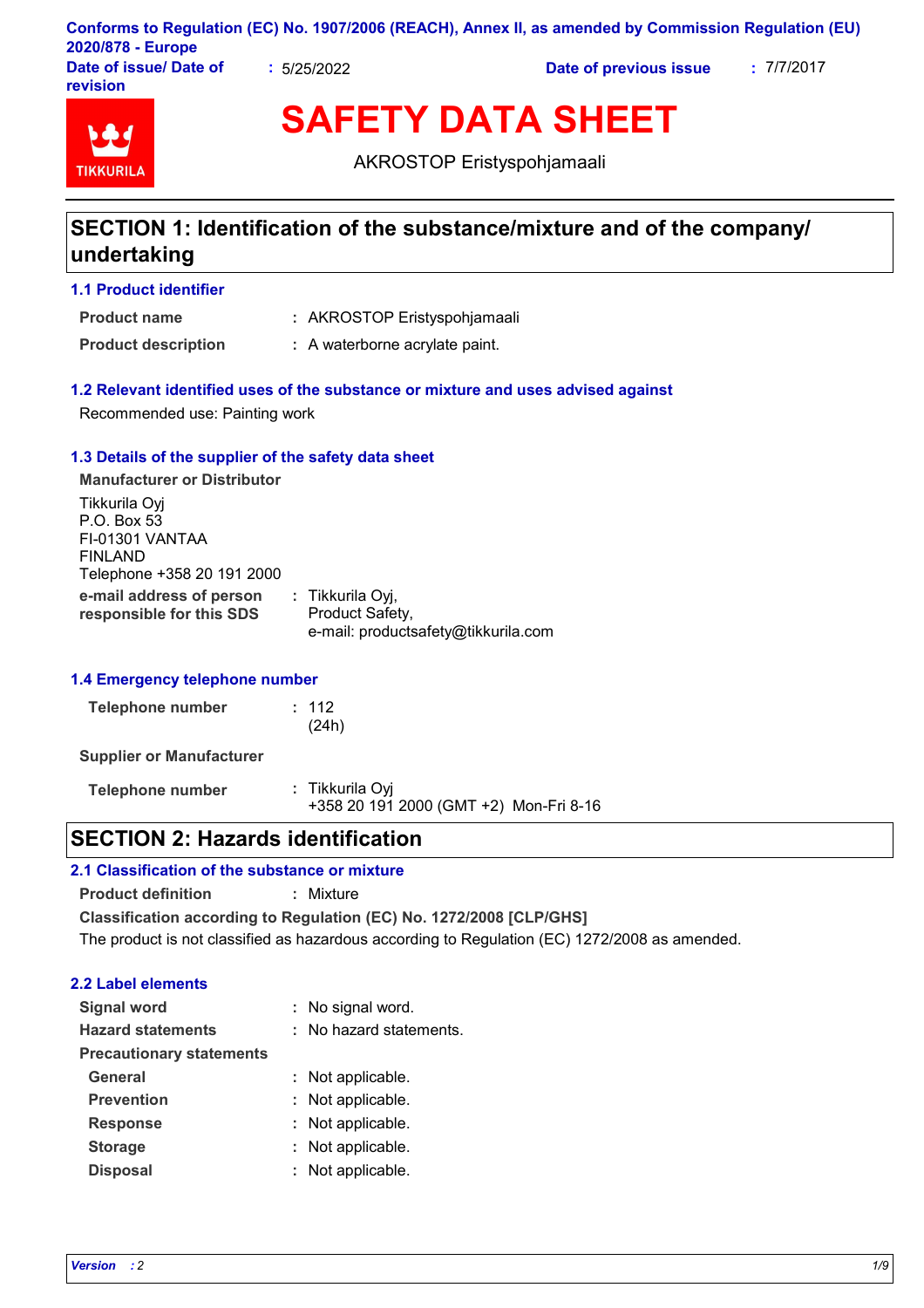Conforms to Regulation (EC) No. 1907/2006 (REACH), Annex II, as amended by Commission Regulation (EU) 2020/878 - Europe

**Date of issue/ Date of revision** : 5/25/2022 **Date of previous issue** : 7/7/2017

# SAFETY DATA SHEET

AKROSTOP Eristyspohjamaali

## SECTION 1: Identification of the substance/mixture and of the company/ undertaking

### 1.1 Product identifier

**Product name** : AKROSTOP Eristyspohjamaali

**Product description** : A waterborne acrylate paint.

### 1.2 Relevant identified uses of the substance or mixture and uses advised against

Recommended use: Painting work

### 1.3 Details of the supplier of the safety data sheet

**Manufacturer or Distributor**

Tikkurila Oyj
P.O. Box 53
FI-01301 VANTAA
FINLAND
Telephone +358 20 191 2000

**e-mail address of person responsible for this SDS** : Tikkurila Oyj,
Product Safety,
e-mail: productsafety@tikkurila.com

### 1.4 Emergency telephone number

**Telephone number** : 112
(24h)

**Supplier or Manufacturer**

**Telephone number** : Tikkurila Oyj
+358 20 191 2000 (GMT +2) Mon-Fri 8-16

## SECTION 2: Hazards identification

### 2.1 Classification of the substance or mixture

**Product definition** : Mixture

**Classification according to Regulation (EC) No. 1272/2008 [CLP/GHS]**

The product is not classified as hazardous according to Regulation (EC) 1272/2008 as amended.

### 2.2 Label elements

**Signal word** : No signal word.

**Hazard statements** : No hazard statements.

**Precautionary statements**

**General** : Not applicable.

**Prevention** : Not applicable.

**Response** : Not applicable.

**Storage** : Not applicable.

**Disposal** : Not applicable.

*Version : 2*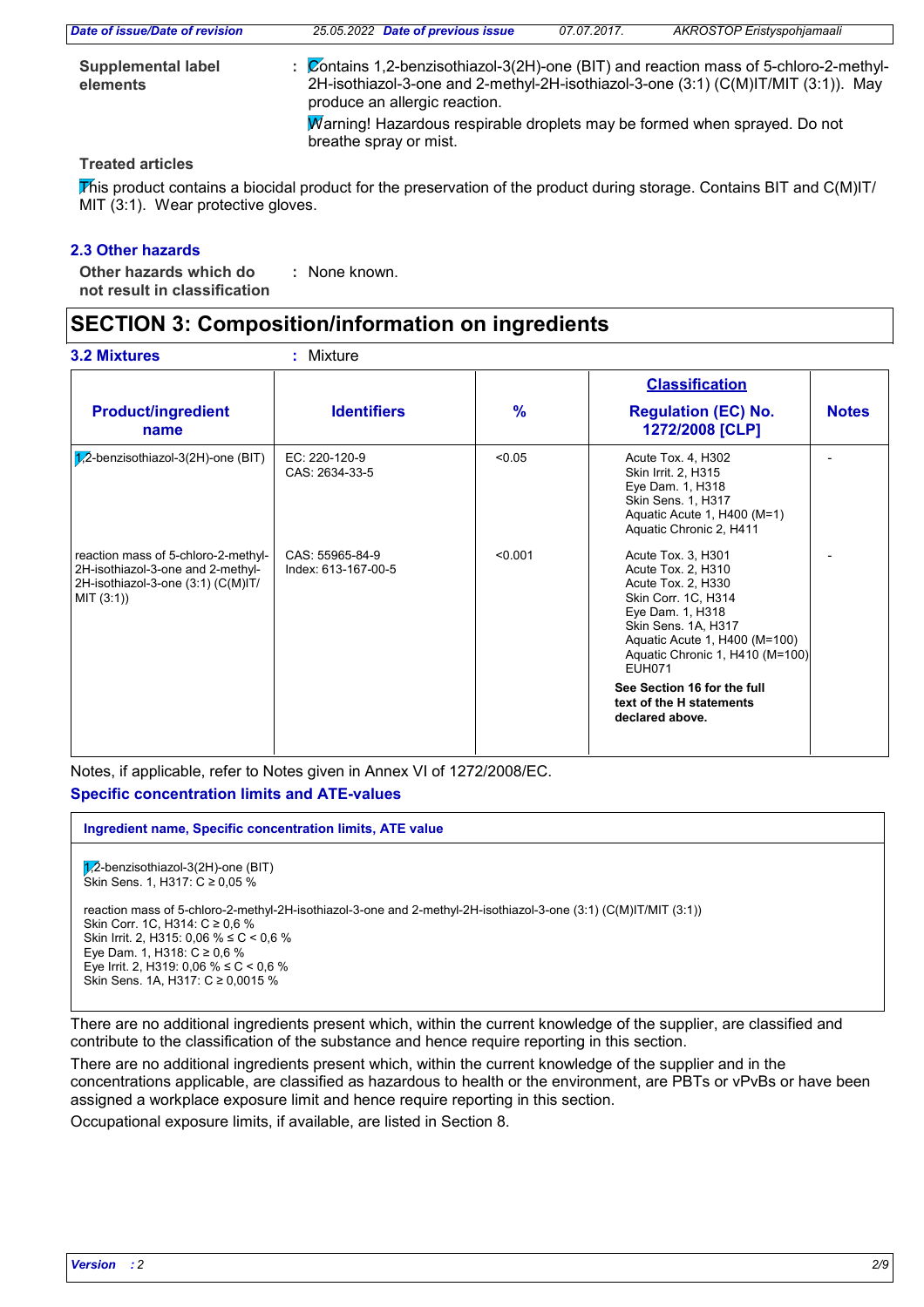**Supplemental label elements** : Contains 1,2-benzisothiazol-3(2H)-one (BIT) and reaction mass of 5-chloro-2-methyl-2H-isothiazol-3-one and 2-methyl-2H-isothiazol-3-one (3:1) (C(M)IT/MIT (3:1)). May produce an allergic reaction.

Warning! Hazardous respirable droplets may be formed when sprayed. Do not breathe spray or mist.

**Treated articles**

This product contains a biocidal product for the preservation of the product during storage. Contains BIT and C(M)IT/MIT (3:1). Wear protective gloves.

### 2.3 Other hazards

**Other hazards which do not result in classification** : None known.

## SECTION 3: Composition/information on ingredients

**3.2 Mixtures** : Mixture

| Product/ingredient name | Identifiers | % | Classification Regulation (EC) No. 1272/2008 [CLP] | Notes |
|---|---|---|---|---|
| 1,2-benzisothiazol-3(2H)-one (BIT) | EC: 220-120-9<br>CAS: 2634-33-5 | <0.05 | Acute Tox. 4, H302<br>Skin Irrit. 2, H315<br>Eye Dam. 1, H318<br>Skin Sens. 1, H317<br>Aquatic Acute 1, H400 (M=1)<br>Aquatic Chronic 2, H411 | - |
| reaction mass of 5-chloro-2-methyl-2H-isothiazol-3-one and 2-methyl-2H-isothiazol-3-one (3:1) (C(M)IT/MIT (3:1)) | CAS: 55965-84-9<br>Index: 613-167-00-5 | <0.001 | Acute Tox. 3, H301<br>Acute Tox. 2, H310<br>Acute Tox. 2, H330<br>Skin Corr. 1C, H314<br>Eye Dam. 1, H318<br>Skin Sens. 1A, H317<br>Aquatic Acute 1, H400 (M=100)<br>Aquatic Chronic 1, H410 (M=100)<br>EUH071<br>**See Section 16 for the full text of the H statements declared above.** | - |

Notes, if applicable, refer to Notes given in Annex VI of 1272/2008/EC.

**Specific concentration limits and ATE-values**

| Ingredient name, Specific concentration limits, ATE value |
|---|
| 1,2-benzisothiazol-3(2H)-one (BIT)<br>Skin Sens. 1, H317: C ≥ 0,05 % |
| reaction mass of 5-chloro-2-methyl-2H-isothiazol-3-one and 2-methyl-2H-isothiazol-3-one (3:1) (C(M)IT/MIT (3:1))<br>Skin Corr. 1C, H314: C ≥ 0,6 %<br>Skin Irrit. 2, H315: 0,06 % ≤ C < 0,6 %<br>Eye Dam. 1, H318: C ≥ 0,6 %<br>Eye Irrit. 2, H319: 0,06 % ≤ C < 0,6 %<br>Skin Sens. 1A, H317: C ≥ 0,0015 % |

There are no additional ingredients present which, within the current knowledge of the supplier, are classified and contribute to the classification of the substance and hence require reporting in this section.

There are no additional ingredients present which, within the current knowledge of the supplier and in the concentrations applicable, are classified as hazardous to health or the environment, are PBTs or vPvBs or have been assigned a workplace exposure limit and hence require reporting in this section.

Occupational exposure limits, if available, are listed in Section 8.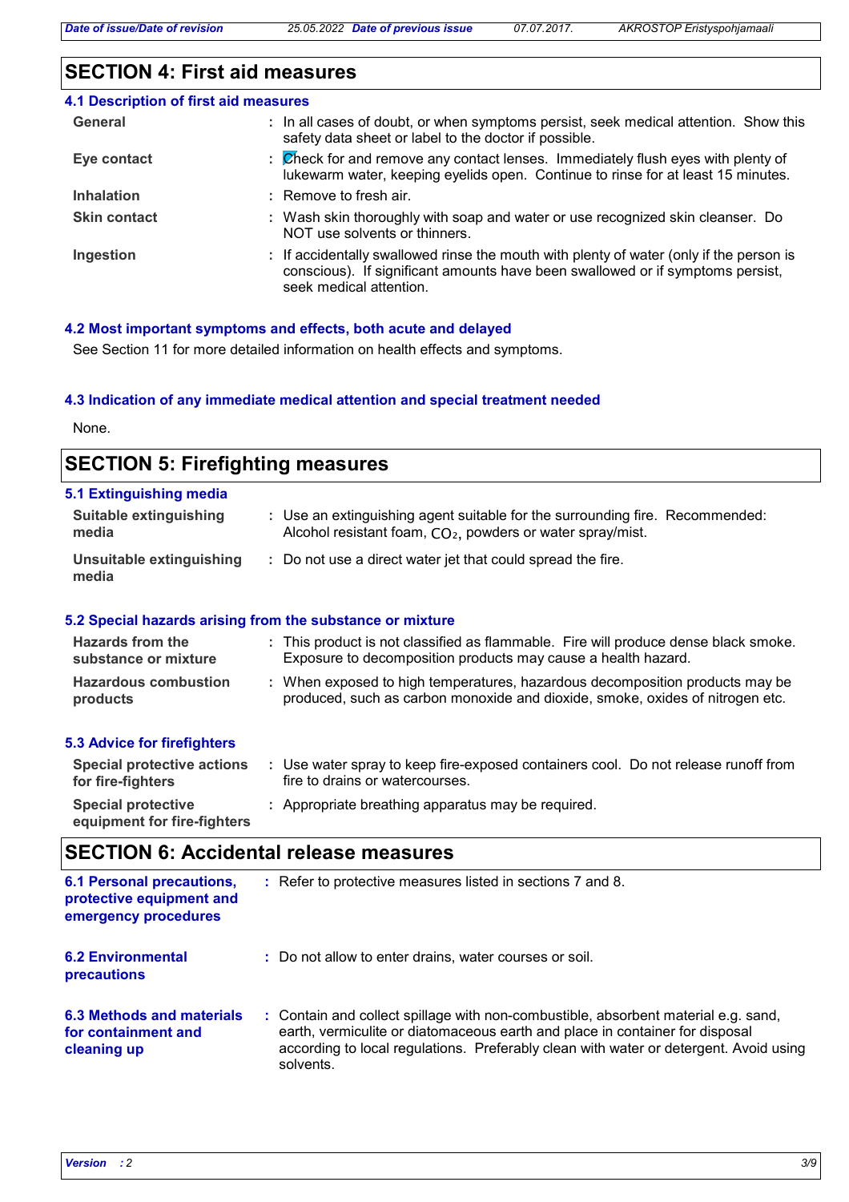## SECTION 4: First aid measures

### 4.1 Description of first aid measures

| | |
|---|---|
| **General** | : In all cases of doubt, or when symptoms persist, seek medical attention. Show this safety data sheet or label to the doctor if possible. |
| **Eye contact** | : Check for and remove any contact lenses. Immediately flush eyes with plenty of lukewarm water, keeping eyelids open. Continue to rinse for at least 15 minutes. |
| **Inhalation** | : Remove to fresh air. |
| **Skin contact** | : Wash skin thoroughly with soap and water or use recognized skin cleanser. Do NOT use solvents or thinners. |
| **Ingestion** | : If accidentally swallowed rinse the mouth with plenty of water (only if the person is conscious). If significant amounts have been swallowed or if symptoms persist, seek medical attention. |

### 4.2 Most important symptoms and effects, both acute and delayed

See Section 11 for more detailed information on health effects and symptoms.

### 4.3 Indication of any immediate medical attention and special treatment needed

None.

## SECTION 5: Firefighting measures

### 5.1 Extinguishing media

| | |
|---|---|
| **Suitable extinguishing media** | : Use an extinguishing agent suitable for the surrounding fire. Recommended: Alcohol resistant foam, $CO_2$, powders or water spray/mist. |
| **Unsuitable extinguishing media** | : Do not use a direct water jet that could spread the fire. |

### 5.2 Special hazards arising from the substance or mixture

| | |
|---|---|
| **Hazards from the substance or mixture** | : This product is not classified as flammable. Fire will produce dense black smoke. Exposure to decomposition products may cause a health hazard. |
| **Hazardous combustion products** | : When exposed to high temperatures, hazardous decomposition products may be produced, such as carbon monoxide and dioxide, smoke, oxides of nitrogen etc. |

### 5.3 Advice for firefighters

| | |
|---|---|
| **Special protective actions for fire-fighters** | : Use water spray to keep fire-exposed containers cool. Do not release runoff from fire to drains or watercourses. |
| **Special protective equipment for fire-fighters** | : Appropriate breathing apparatus may be required. |

## SECTION 6: Accidental release measures

| | |
|---|---|
| **6.1 Personal precautions, protective equipment and emergency procedures** | : Refer to protective measures listed in sections 7 and 8. |
| **6.2 Environmental precautions** | : Do not allow to enter drains, water courses or soil. |
| **6.3 Methods and materials for containment and cleaning up** | : Contain and collect spillage with non-combustible, absorbent material e.g. sand, earth, vermiculite or diatomaceous earth and place in container for disposal according to local regulations. Preferably clean with water or detergent. Avoid using solvents. |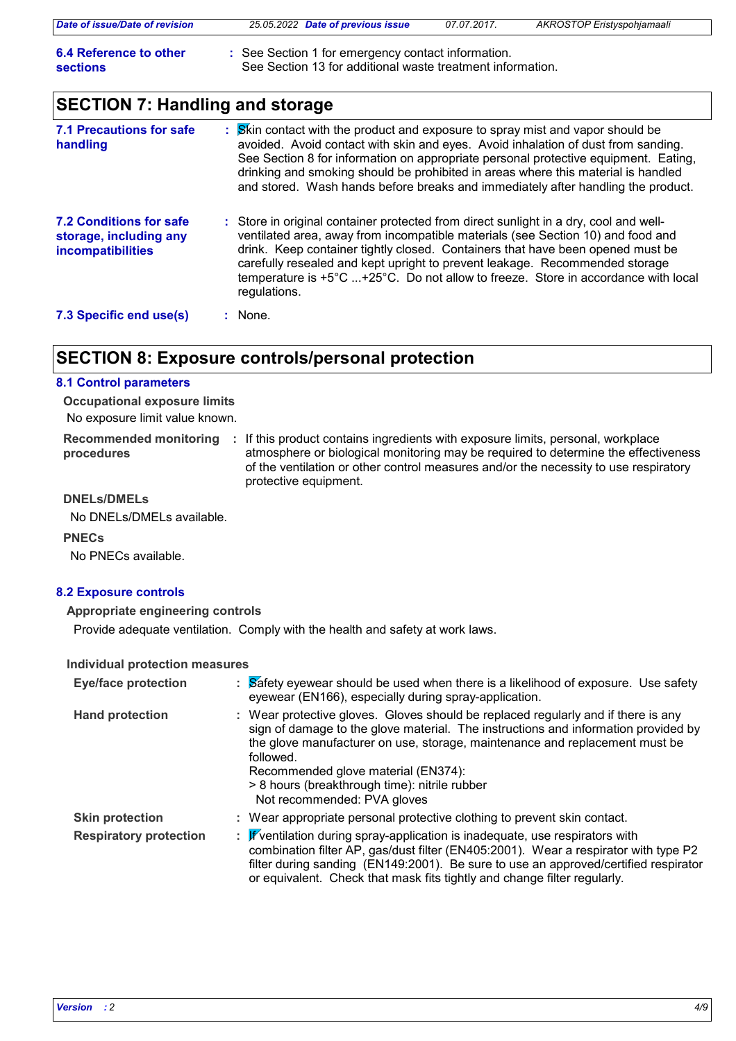**6.4 Reference to other sections** : See Section 1 for emergency contact information.
See Section 13 for additional waste treatment information.

## SECTION 7: Handling and storage

**7.1 Precautions for safe handling** : Skin contact with the product and exposure to spray mist and vapor should be avoided. Avoid contact with skin and eyes. Avoid inhalation of dust from sanding. See Section 8 for information on appropriate personal protective equipment. Eating, drinking and smoking should be prohibited in areas where this material is handled and stored. Wash hands before breaks and immediately after handling the product.

**7.2 Conditions for safe storage, including any incompatibilities** : Store in original container protected from direct sunlight in a dry, cool and well-ventilated area, away from incompatible materials (see Section 10) and food and drink. Keep container tightly closed. Containers that have been opened must be carefully resealed and kept upright to prevent leakage. Recommended storage temperature is +5°C ...+25°C. Do not allow to freeze. Store in accordance with local regulations.

**7.3 Specific end use(s)** : None.

## SECTION 8: Exposure controls/personal protection

### 8.1 Control parameters

**Occupational exposure limits**

No exposure limit value known.

**Recommended monitoring procedures** : If this product contains ingredients with exposure limits, personal, workplace atmosphere or biological monitoring may be required to determine the effectiveness of the ventilation or other control measures and/or the necessity to use respiratory protective equipment.

**DNELs/DMELs**

No DNELs/DMELs available.

**PNECs**

No PNECs available.

### 8.2 Exposure controls

**Appropriate engineering controls**

Provide adequate ventilation. Comply with the health and safety at work laws.

**Individual protection measures**

**Eye/face protection** : Safety eyewear should be used when there is a likelihood of exposure. Use safety eyewear (EN166), especially during spray-application.

**Hand protection** : Wear protective gloves. Gloves should be replaced regularly and if there is any sign of damage to the glove material. The instructions and information provided by the glove manufacturer on use, storage, maintenance and replacement must be followed.
Recommended glove material (EN374):
> 8 hours (breakthrough time): nitrile rubber
Not recommended: PVA gloves

**Skin protection** : Wear appropriate personal protective clothing to prevent skin contact.

**Respiratory protection** : If ventilation during spray-application is inadequate, use respirators with combination filter AP, gas/dust filter (EN405:2001). Wear a respirator with type P2 filter during sanding (EN149:2001). Be sure to use an approved/certified respirator or equivalent. Check that mask fits tightly and change filter regularly.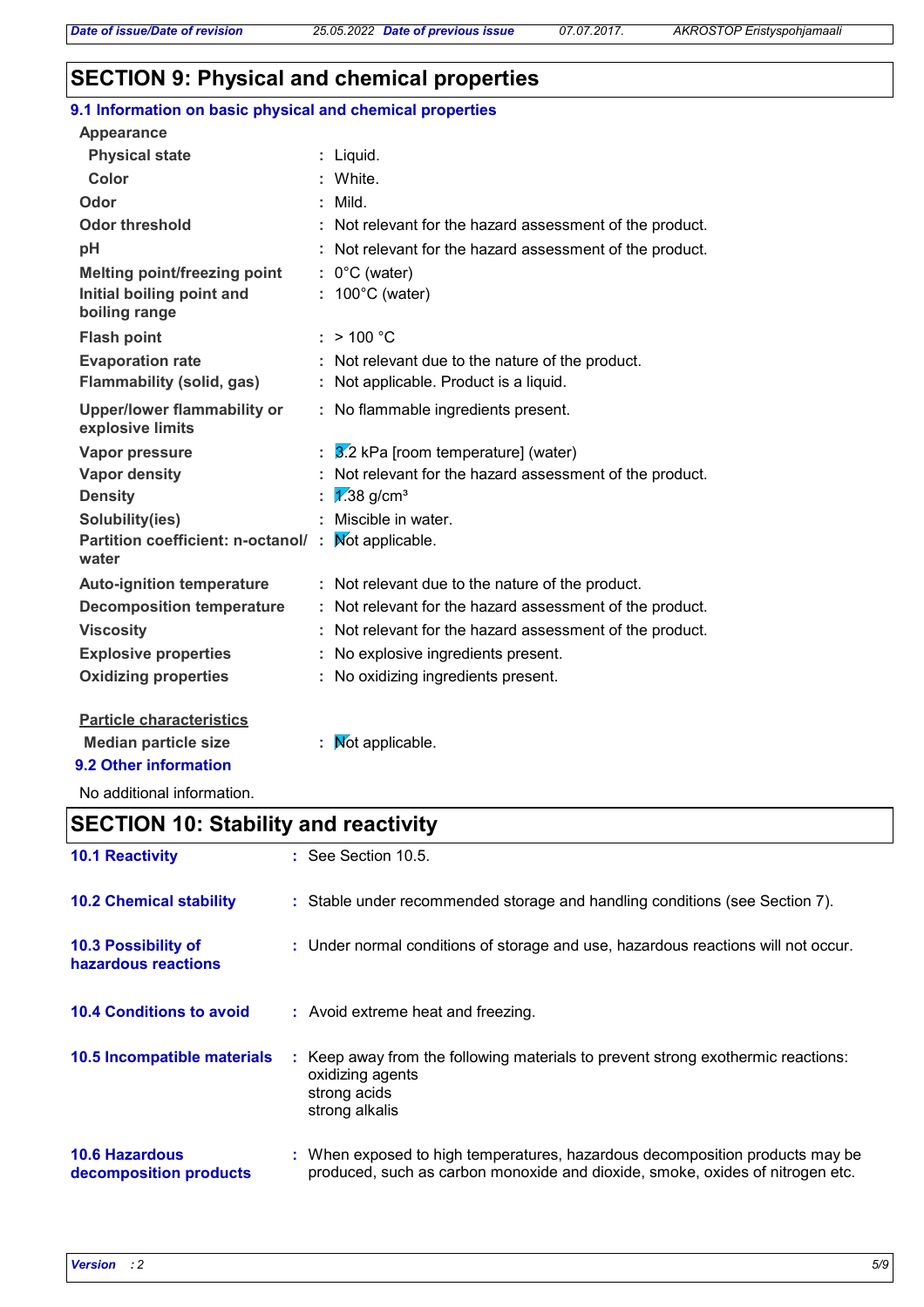## SECTION 9: Physical and chemical properties

### 9.1 Information on basic physical and chemical properties

**Appearance**

| | | |
|---|---|---|
| **Physical state** | : | Liquid. |
| **Color** | : | White. |
| **Odor** | : | Mild. |
| **Odor threshold** | : | Not relevant for the hazard assessment of the product. |
| **pH** | : | Not relevant for the hazard assessment of the product. |
| **Melting point/freezing point** | : | 0°C (water) |
| **Initial boiling point and boiling range** | : | 100°C (water) |
| **Flash point** | : | > 100 °C |
| **Evaporation rate** | : | Not relevant due to the nature of the product. |
| **Flammability (solid, gas)** | : | Not applicable. Product is a liquid. |
| **Upper/lower flammability or explosive limits** | : | No flammable ingredients present. |
| **Vapor pressure** | : | 3.2 kPa [room temperature] (water) |
| **Vapor density** | : | Not relevant for the hazard assessment of the product. |
| **Density** | : | 1.38 g/cm³ |
| **Solubility(ies)** | : | Miscible in water. |
| **Partition coefficient: n-octanol/ water** | : | Not applicable. |
| **Auto-ignition temperature** | : | Not relevant due to the nature of the product. |
| **Decomposition temperature** | : | Not relevant for the hazard assessment of the product. |
| **Viscosity** | : | Not relevant for the hazard assessment of the product. |
| **Explosive properties** | : | No explosive ingredients present. |
| **Oxidizing properties** | : | No oxidizing ingredients present. |

**Particle characteristics**

| | | |
|---|---|---|
| **Median particle size** | : | Not applicable. |

### 9.2 Other information

No additional information.

## SECTION 10: Stability and reactivity

| | | |
|---|---|---|
| **10.1 Reactivity** | : | See Section 10.5. |
| **10.2 Chemical stability** | : | Stable under recommended storage and handling conditions (see Section 7). |
| **10.3 Possibility of hazardous reactions** | : | Under normal conditions of storage and use, hazardous reactions will not occur. |
| **10.4 Conditions to avoid** | : | Avoid extreme heat and freezing. |
| **10.5 Incompatible materials** | : | Keep away from the following materials to prevent strong exothermic reactions: oxidizing agents<br>strong acids<br>strong alkalis |
| **10.6 Hazardous decomposition products** | : | When exposed to high temperatures, hazardous decomposition products may be produced, such as carbon monoxide and dioxide, smoke, oxides of nitrogen etc. |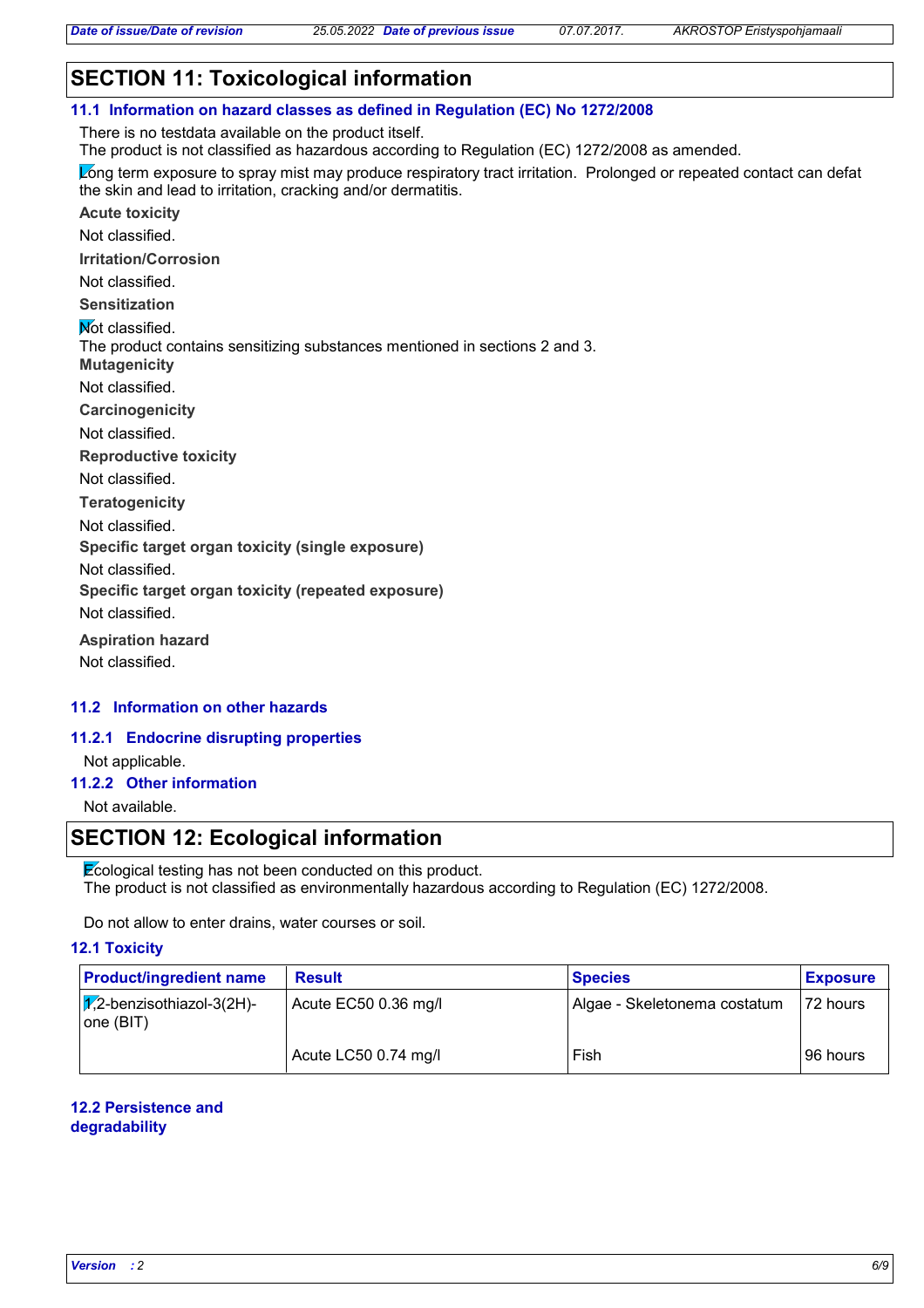## SECTION 11: Toxicological information

### 11.1 Information on hazard classes as defined in Regulation (EC) No 1272/2008

There is no testdata available on the product itself.
The product is not classified as hazardous according to Regulation (EC) 1272/2008 as amended.

Long term exposure to spray mist may produce respiratory tract irritation. Prolonged or repeated contact can defat the skin and lead to irritation, cracking and/or dermatitis.

**Acute toxicity**

Not classified.

**Irritation/Corrosion**

Not classified.

**Sensitization**

Not classified.
The product contains sensitizing substances mentioned in sections 2 and 3.

**Mutagenicity**

Not classified.

**Carcinogenicity**

Not classified.

**Reproductive toxicity**

Not classified.

**Teratogenicity**

Not classified.

**Specific target organ toxicity (single exposure)**

Not classified.

**Specific target organ toxicity (repeated exposure)**

Not classified.

**Aspiration hazard**

Not classified.

### 11.2 Information on other hazards

#### 11.2.1 Endocrine disrupting properties

Not applicable.

#### 11.2.2 Other information

Not available.

## SECTION 12: Ecological information

Ecological testing has not been conducted on this product.
The product is not classified as environmentally hazardous according to Regulation (EC) 1272/2008.

Do not allow to enter drains, water courses or soil.

### 12.1 Toxicity

| Product/ingredient name | Result | Species | Exposure |
|---|---|---|---|
| 1,2-benzisothiazol-3(2H)-one (BIT) | Acute EC50 0.36 mg/l | Algae - Skeletonema costatum | 72 hours |
| | Acute LC50 0.74 mg/l | Fish | 96 hours |

### 12.2 Persistence and degradability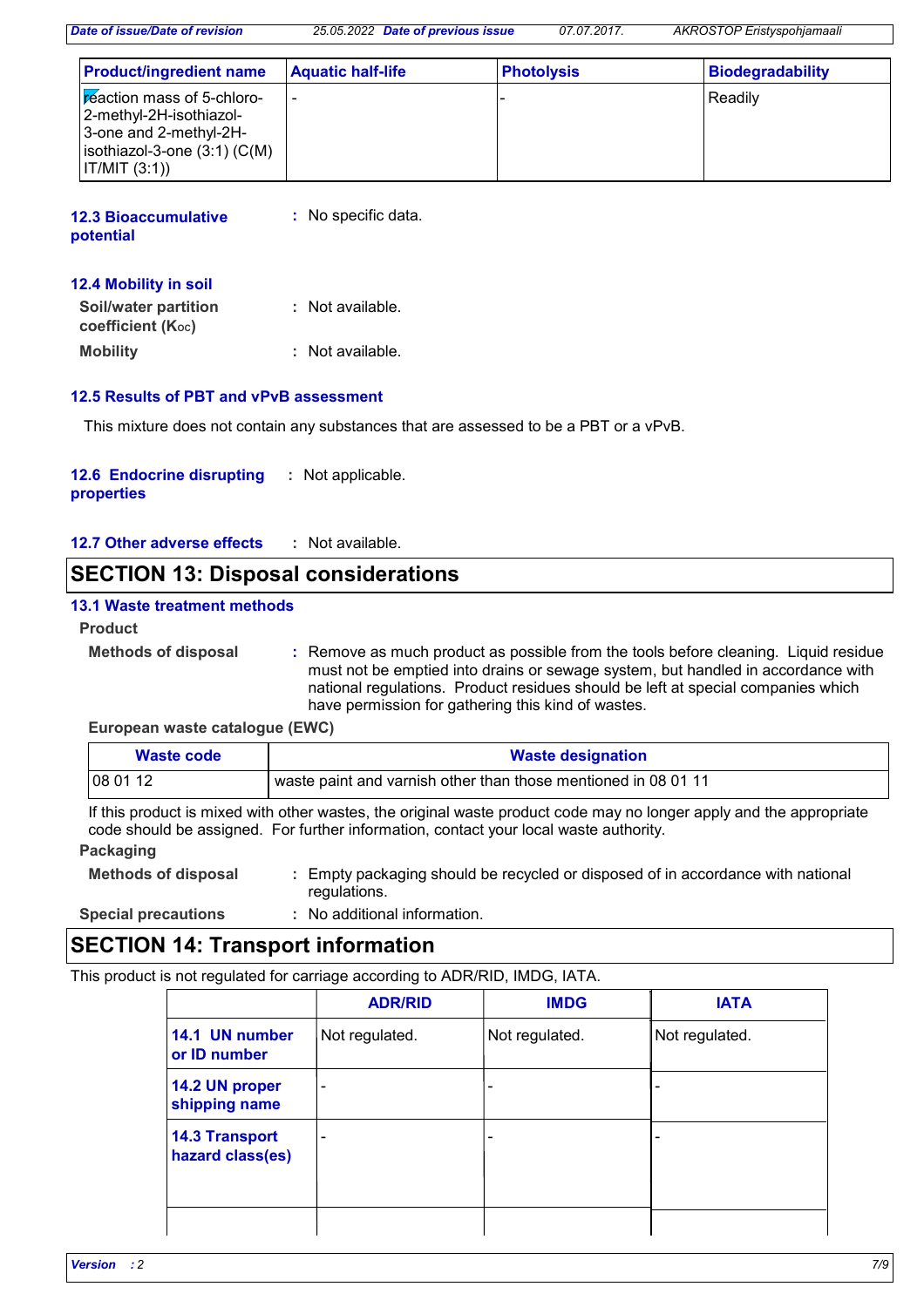| Product/ingredient name | Aquatic half-life | Photolysis | Biodegradability |
|---|---|---|---|
| reaction mass of 5-chloro-2-methyl-2H-isothiazol-3-one and 2-methyl-2H-isothiazol-3-one (3:1) (C(M)IT/MIT (3:1)) | - | - | Readily |

### 12.3 Bioaccumulative potential

: No specific data.

### 12.4 Mobility in soil

**Soil/water partition coefficient ($K_{OC}$)** : Not available.

**Mobility** : Not available.

### 12.5 Results of PBT and vPvB assessment

This mixture does not contain any substances that are assessed to be a PBT or a vPvB.

### 12.6 Endocrine disrupting properties

: Not applicable.

### 12.7 Other adverse effects

: Not available.

## SECTION 13: Disposal considerations

### 13.1 Waste treatment methods

**Product**

**Methods of disposal** : Remove as much product as possible from the tools before cleaning. Liquid residue must not be emptied into drains or sewage system, but handled in accordance with national regulations. Product residues should be left at special companies which have permission for gathering this kind of wastes.

**European waste catalogue (EWC)**

| Waste code | Waste designation |
|---|---|
| 08 01 12 | waste paint and varnish other than those mentioned in 08 01 11 |

If this product is mixed with other wastes, the original waste product code may no longer apply and the appropriate code should be assigned. For further information, contact your local waste authority.

**Packaging**

**Methods of disposal** : Empty packaging should be recycled or disposed of in accordance with national regulations.

**Special precautions** : No additional information.

## SECTION 14: Transport information

This product is not regulated for carriage according to ADR/RID, IMDG, IATA.

| | ADR/RID | IMDG | IATA |
|---|---|---|---|
| 14.1 UN number or ID number | Not regulated. | Not regulated. | Not regulated. |
| 14.2 UN proper shipping name | - | - | - |
| 14.3 Transport hazard class(es) | - | - | - |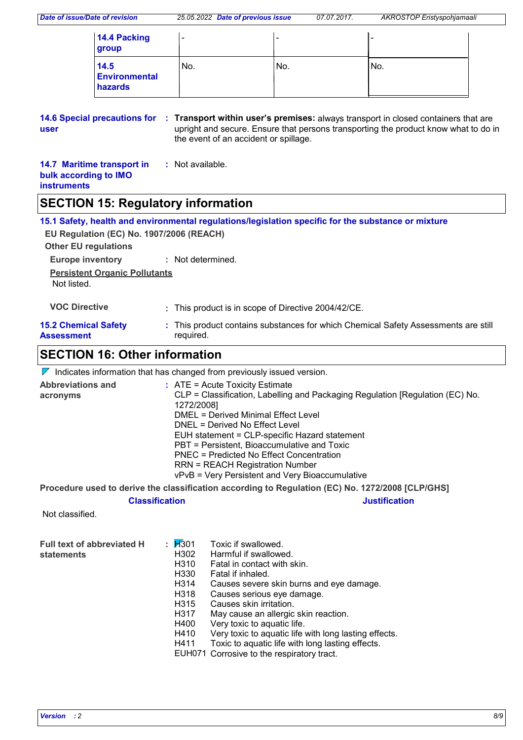| | | | |
|---|---|---|---|
| **14.4 Packing group** | - | - | - |
| **14.5 Environmental hazards** | No. | No. | No. |

**14.6 Special precautions for user** : **Transport within user's premises:** always transport in closed containers that are upright and secure. Ensure that persons transporting the product know what to do in the event of an accident or spillage.

**14.7 Maritime transport in bulk according to IMO instruments** : Not available.

## SECTION 15: Regulatory information

### 15.1 Safety, health and environmental regulations/legislation specific for the substance or mixture

**EU Regulation (EC) No. 1907/2006 (REACH)**

**Other EU regulations**

**Europe inventory** : Not determined.

**Persistent Organic Pollutants**

Not listed.

**VOC Directive** : This product is in scope of Directive 2004/42/CE.

**15.2 Chemical Safety Assessment** : This product contains substances for which Chemical Safety Assessments are still required.

## SECTION 16: Other information

Indicates information that has changed from previously issued version.

**Abbreviations and acronyms** :
ATE = Acute Toxicity Estimate
CLP = Classification, Labelling and Packaging Regulation [Regulation (EC) No. 1272/2008]
DMEL = Derived Minimal Effect Level
DNEL = Derived No Effect Level
EUH statement = CLP-specific Hazard statement
PBT = Persistent, Bioaccumulative and Toxic
PNEC = Predicted No Effect Concentration
RRN = REACH Registration Number
vPvB = Very Persistent and Very Bioaccumulative

**Procedure used to derive the classification according to Regulation (EC) No. 1272/2008 [CLP/GHS]**

| Classification | Justification |
|---|---|
| Not classified. | |

**Full text of abbreviated H statements** :

| | |
|---|---|
| H301 | Toxic if swallowed. |
| H302 | Harmful if swallowed. |
| H310 | Fatal in contact with skin. |
| H330 | Fatal if inhaled. |
| H314 | Causes severe skin burns and eye damage. |
| H318 | Causes serious eye damage. |
| H315 | Causes skin irritation. |
| H317 | May cause an allergic skin reaction. |
| H400 | Very toxic to aquatic life. |
| H410 | Very toxic to aquatic life with long lasting effects. |
| H411 | Toxic to aquatic life with long lasting effects. |
| EUH071 | Corrosive to the respiratory tract. |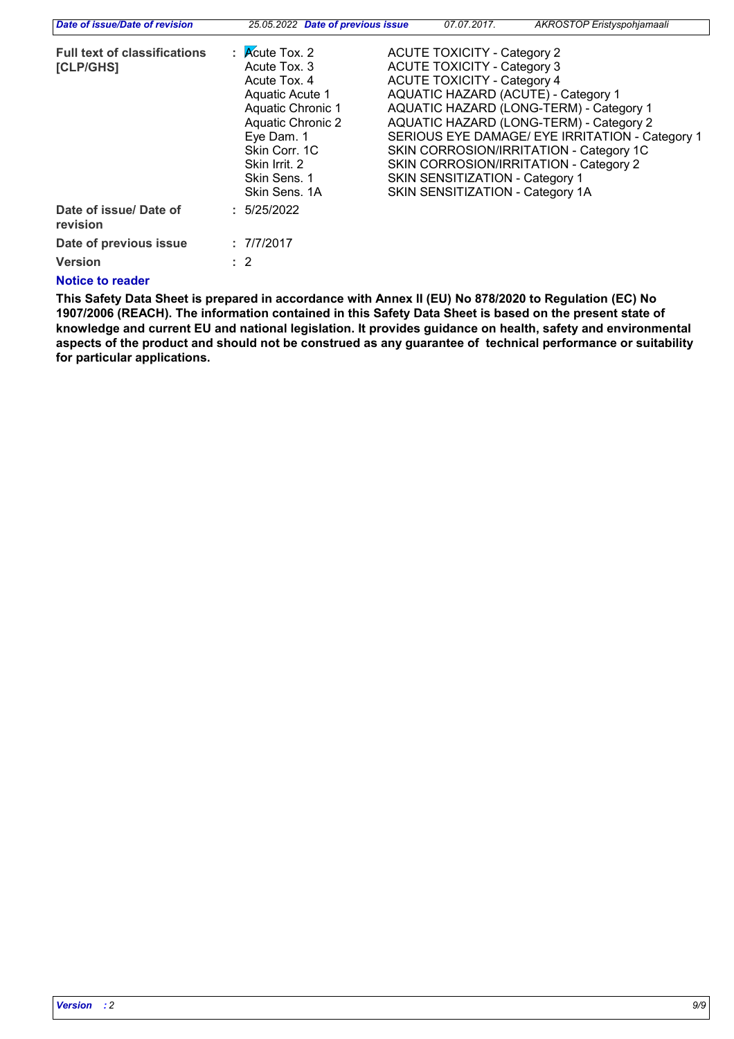| | | |
|---|---|---|
| **Full text of classifications [CLP/GHS]** | Acute Tox. 2 | ACUTE TOXICITY - Category 2 |
| | Acute Tox. 3 | ACUTE TOXICITY - Category 3 |
| | Acute Tox. 4 | ACUTE TOXICITY - Category 4 |
| | Aquatic Acute 1 | AQUATIC HAZARD (ACUTE) - Category 1 |
| | Aquatic Chronic 1 | AQUATIC HAZARD (LONG-TERM) - Category 1 |
| | Aquatic Chronic 2 | AQUATIC HAZARD (LONG-TERM) - Category 2 |
| | Eye Dam. 1 | SERIOUS EYE DAMAGE/ EYE IRRITATION - Category 1 |
| | Skin Corr. 1C | SKIN CORROSION/IRRITATION - Category 1C |
| | Skin Irrit. 2 | SKIN CORROSION/IRRITATION - Category 2 |
| | Skin Sens. 1 | SKIN SENSITIZATION - Category 1 |
| | Skin Sens. 1A | SKIN SENSITIZATION - Category 1A |

**Date of issue/ Date of revision** : 5/25/2022

**Date of previous issue** : 7/7/2017

**Version** : 2

## Notice to reader

**This Safety Data Sheet is prepared in accordance with Annex II (EU) No 878/2020 to Regulation (EC) No 1907/2006 (REACH). The information contained in this Safety Data Sheet is based on the present state of knowledge and current EU and national legislation. It provides guidance on health, safety and environmental aspects of the product and should not be construed as any guarantee of technical performance or suitability for particular applications.**